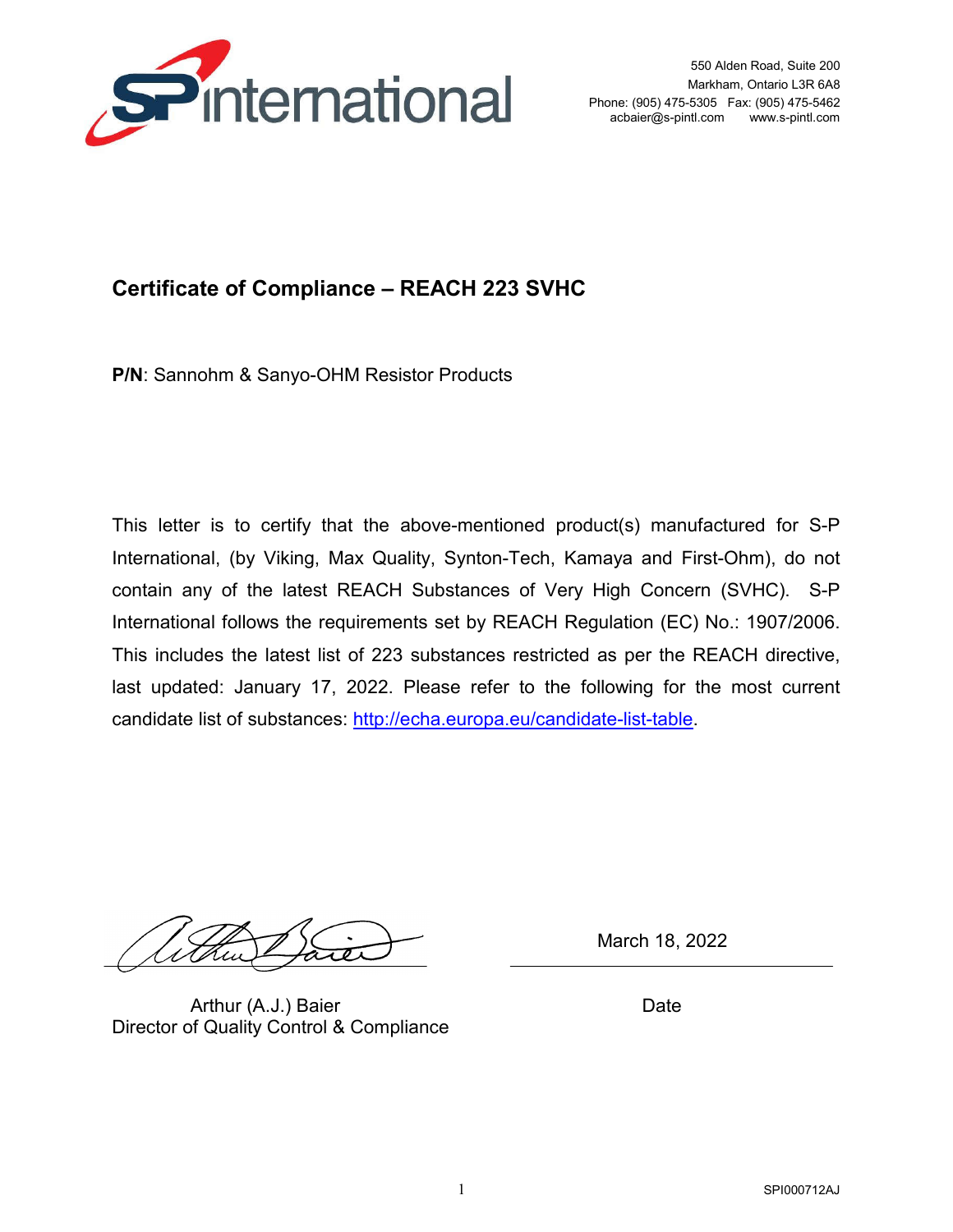550 Alden Road, Suite 200
Markham, Ontario L3R 6A8
Phone: (905) 475-5305 Fax: (905) 475-5462
acbaier@s-pintl.com www.s-pintl.com

## Certificate of Compliance – REACH 223 SVHC

**P/N**: Sannohm & Sanyo-OHM Resistor Products

This letter is to certify that the above-mentioned product(s) manufactured for S-P International, (by Viking, Max Quality, Synton-Tech, Kamaya and First-Ohm), do not contain any of the latest REACH Substances of Very High Concern (SVHC). S-P International follows the requirements set by REACH Regulation (EC) No.: 1907/2006. This includes the latest list of 223 substances restricted as per the REACH directive, last updated: January 17, 2022. Please refer to the following for the most current candidate list of substances: [http://echa.europa.eu/candidate-list-table](http://echa.europa.eu/candidate-list-table).

Arthur (A.J.) Baier
Director of Quality Control & Compliance

March 18, 2022
Date

SPI000712AJ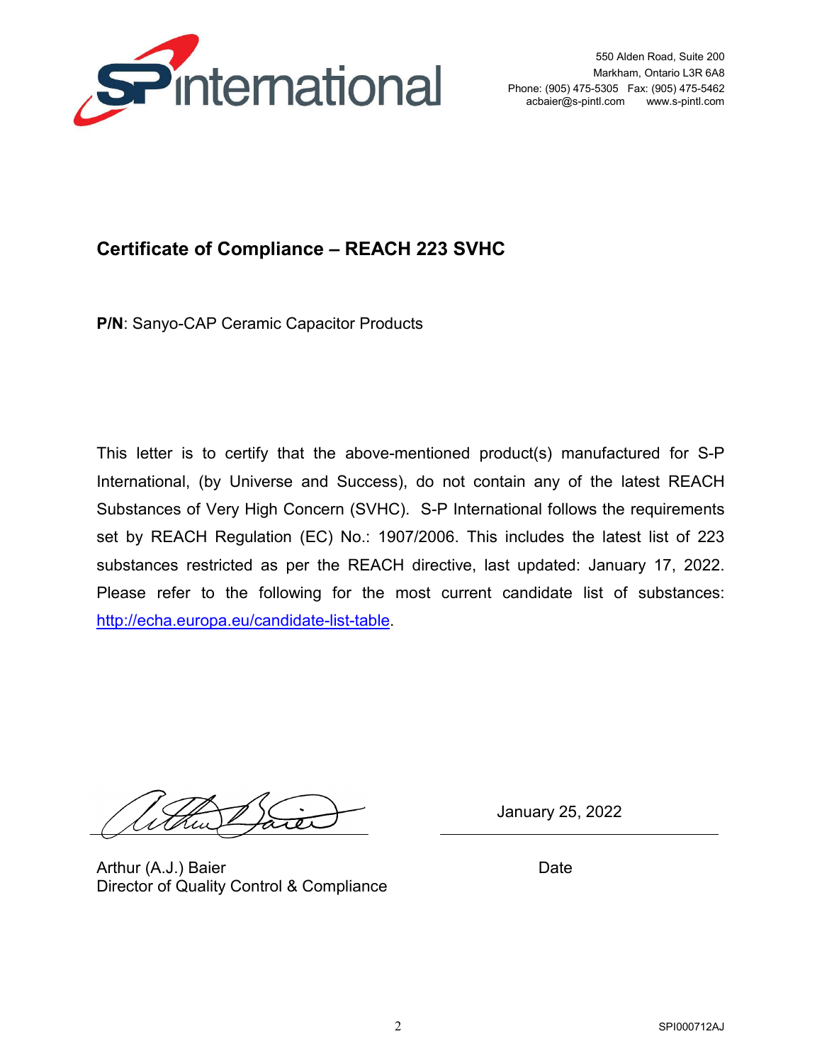SPinternational

550 Alden Road, Suite 200
Markham, Ontario L3R 6A8
Phone: (905) 475-5305 Fax: (905) 475-5462
acbaier@s-pintl.com www.s-pintl.com

## Certificate of Compliance – REACH 223 SVHC

**P/N**: Sanyo-CAP Ceramic Capacitor Products

This letter is to certify that the above-mentioned product(s) manufactured for S-P International, (by Universe and Success), do not contain any of the latest REACH Substances of Very High Concern (SVHC). S-P International follows the requirements set by REACH Regulation (EC) No.: 1907/2006. This includes the latest list of 223 substances restricted as per the REACH directive, last updated: January 17, 2022. Please refer to the following for the most current candidate list of substances: http://echa.europa.eu/candidate-list-table.

January 25, 2022

Arthur (A.J.) Baier
Director of Quality Control & Compliance

Date

SPI000712AJ